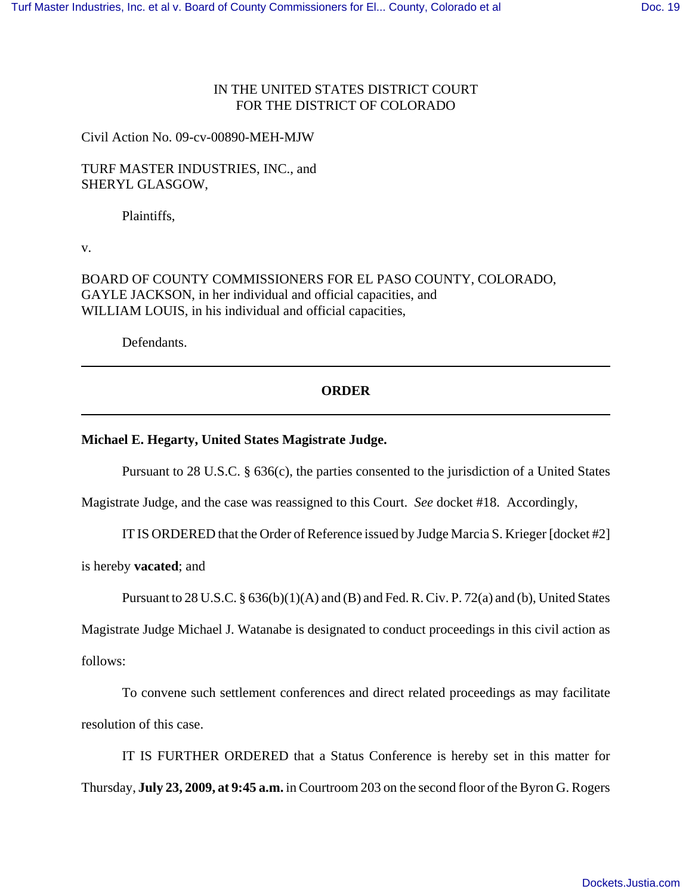IN THE UNITED STATES DISTRICT COURT
FOR THE DISTRICT OF COLORADO

Civil Action No. 09-cv-00890-MEH-MJW

TURF MASTER INDUSTRIES, INC., and
SHERYL GLASGOW,

Plaintiffs,

v.

BOARD OF COUNTY COMMISSIONERS FOR EL PASO COUNTY, COLORADO,
GAYLE JACKSON, in her individual and official capacities, and
WILLIAM LOUIS, in his individual and official capacities,

Defendants.

---

**ORDER**

---

**Michael E. Hegarty, United States Magistrate Judge.**

Pursuant to 28 U.S.C. § 636(c), the parties consented to the jurisdiction of a United States Magistrate Judge, and the case was reassigned to this Court. *See* docket #18. Accordingly,

IT IS ORDERED that the Order of Reference issued by Judge Marcia S. Krieger [docket #2] is hereby **vacated**; and

Pursuant to 28 U.S.C. § 636(b)(1)(A) and (B) and Fed. R. Civ. P. 72(a) and (b), United States Magistrate Judge Michael J. Watanabe is designated to conduct proceedings in this civil action as follows:

To convene such settlement conferences and direct related proceedings as may facilitate resolution of this case.

IT IS FURTHER ORDERED that a Status Conference is hereby set in this matter for Thursday, **July 23, 2009, at 9:45 a.m.** in Courtroom 203 on the second floor of the Byron G. Rogers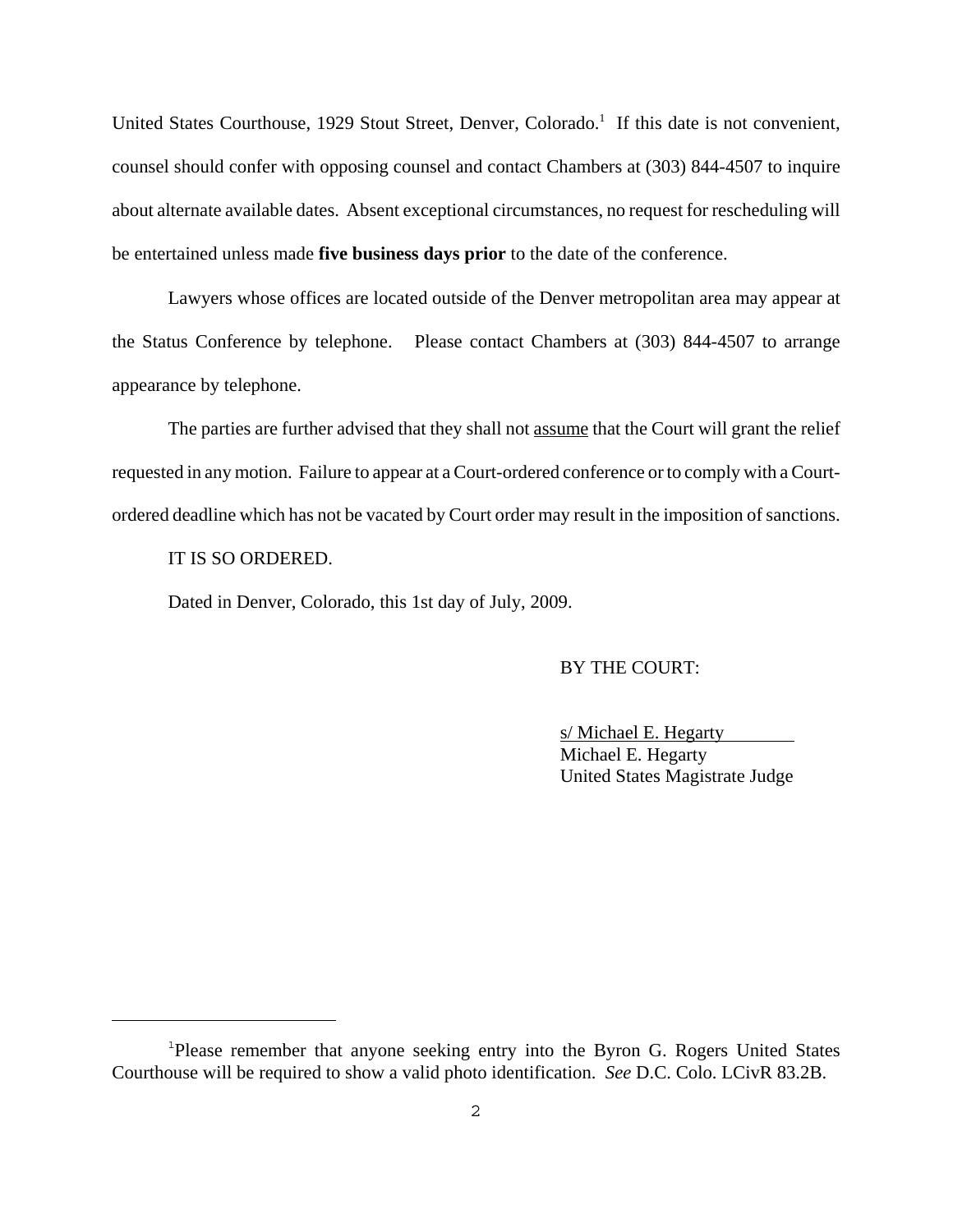United States Courthouse, 1929 Stout Street, Denver, Colorado.[1] If this date is not convenient, counsel should confer with opposing counsel and contact Chambers at (303) 844-4507 to inquire about alternate available dates. Absent exceptional circumstances, no request for rescheduling will be entertained unless made **five business days prior** to the date of the conference.

Lawyers whose offices are located outside of the Denver metropolitan area may appear at the Status Conference by telephone. Please contact Chambers at (303) 844-4507 to arrange appearance by telephone.

The parties are further advised that they shall not assume that the Court will grant the relief requested in any motion. Failure to appear at a Court-ordered conference or to comply with a Court-ordered deadline which has not be vacated by Court order may result in the imposition of sanctions.

IT IS SO ORDERED.

Dated in Denver, Colorado, this 1st day of July, 2009.

BY THE COURT:

s/ Michael E. Hegarty
Michael E. Hegarty
United States Magistrate Judge

---

[1]Please remember that anyone seeking entry into the Byron G. Rogers United States Courthouse will be required to show a valid photo identification. *See* D.C. Colo. LCivR 83.2B.